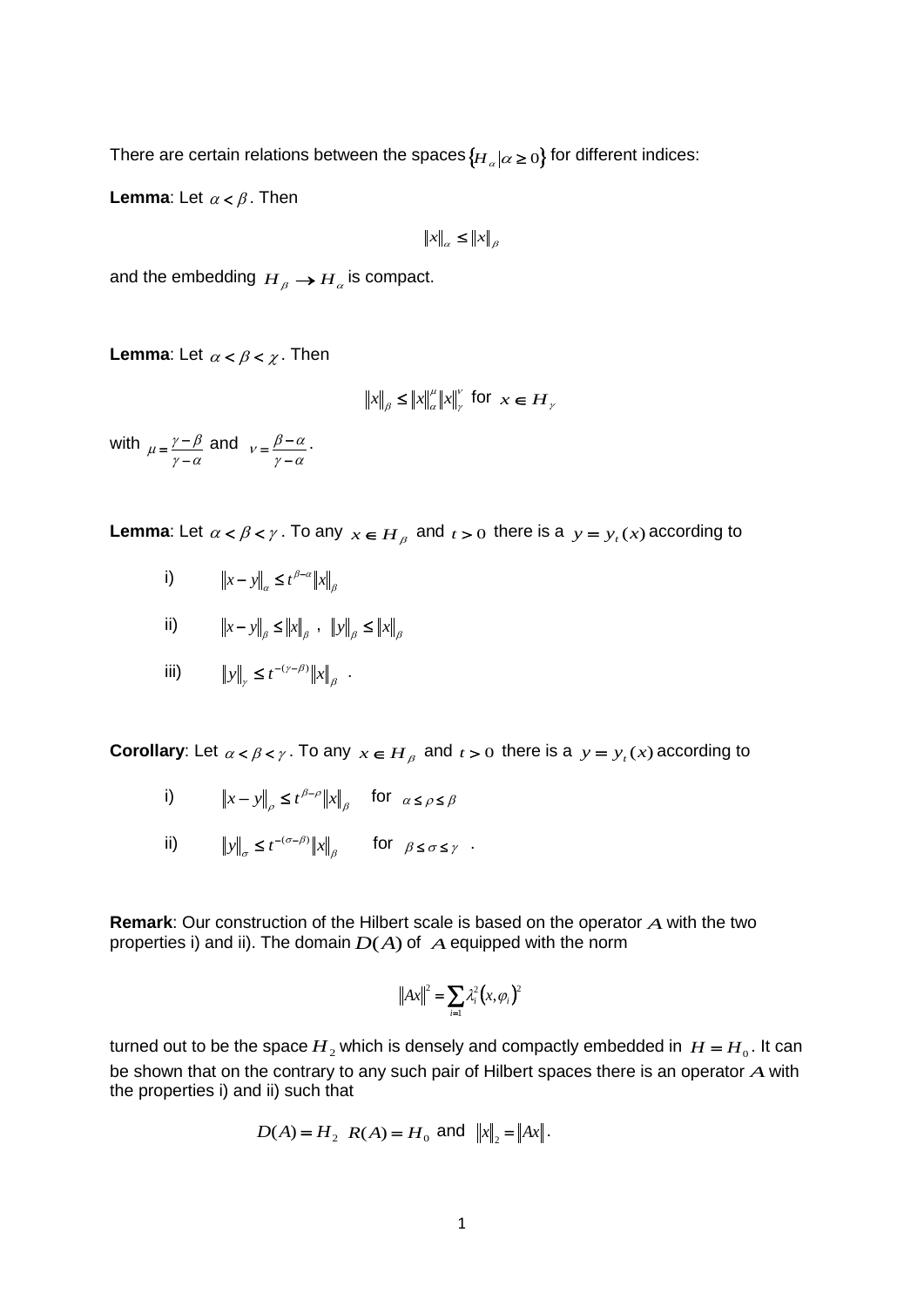There are certain relations between the spaces $\{H_\alpha | \alpha \geq 0\}$ for different indices:

**Lemma**: Let $\alpha < \beta$. Then

$$\|x\|_\alpha \leq \|x\|_\beta$$

and the embedding $H_\beta \to H_\alpha$ is compact.

**Lemma**: Let $\alpha < \beta < \chi$. Then

$$\|x\|_\beta \leq \|x\|_\alpha^\mu \|x\|_\gamma^\nu \text{ for } x \in H_\gamma$$

with $\mu = \frac{\gamma - \beta}{\gamma - \alpha}$ and $\nu = \frac{\beta - \alpha}{\gamma - \alpha}$.

**Lemma**: Let $\alpha < \beta < \gamma$. To any $x \in H_\beta$ and $t > 0$ there is a $y = y_t(x)$ according to

i) $\|x - y\|_\alpha \leq t^{\beta - \alpha} \|x\|_\beta$

ii) $\|x - y\|_\beta \leq \|x\|_\beta$ , $\|y\|_\beta \leq \|x\|_\beta$

iii) $\|y\|_\gamma \leq t^{-(\gamma - \beta)} \|x\|_\beta$ .

**Corollary**: Let $\alpha < \beta < \gamma$. To any $x \in H_\beta$ and $t > 0$ there is a $y = y_t(x)$ according to

i) $\|x - y\|_\rho \leq t^{\beta - \rho} \|x\|_\beta$ for $\alpha \leq \rho \leq \beta$

ii) $\|y\|_\sigma \leq t^{-(\sigma - \beta)} \|x\|_\beta$ for $\beta \leq \sigma \leq \gamma$ .

**Remark**: Our construction of the Hilbert scale is based on the operator $A$ with the two properties i) and ii). The domain $D(A)$ of $A$ equipped with the norm

$$\|Ax\|^2 = \sum_{i=1} \lambda_i^2 (x, \varphi_i)^2$$

turned out to be the space $H_2$ which is densely and compactly embedded in $H = H_0$. It can be shown that on the contrary to any such pair of Hilbert spaces there is an operator $A$ with the properties i) and ii) such that

$$D(A) = H_2 \;\; R(A) = H_0 \text{ and } \|x\|_2 = \|Ax\|.$$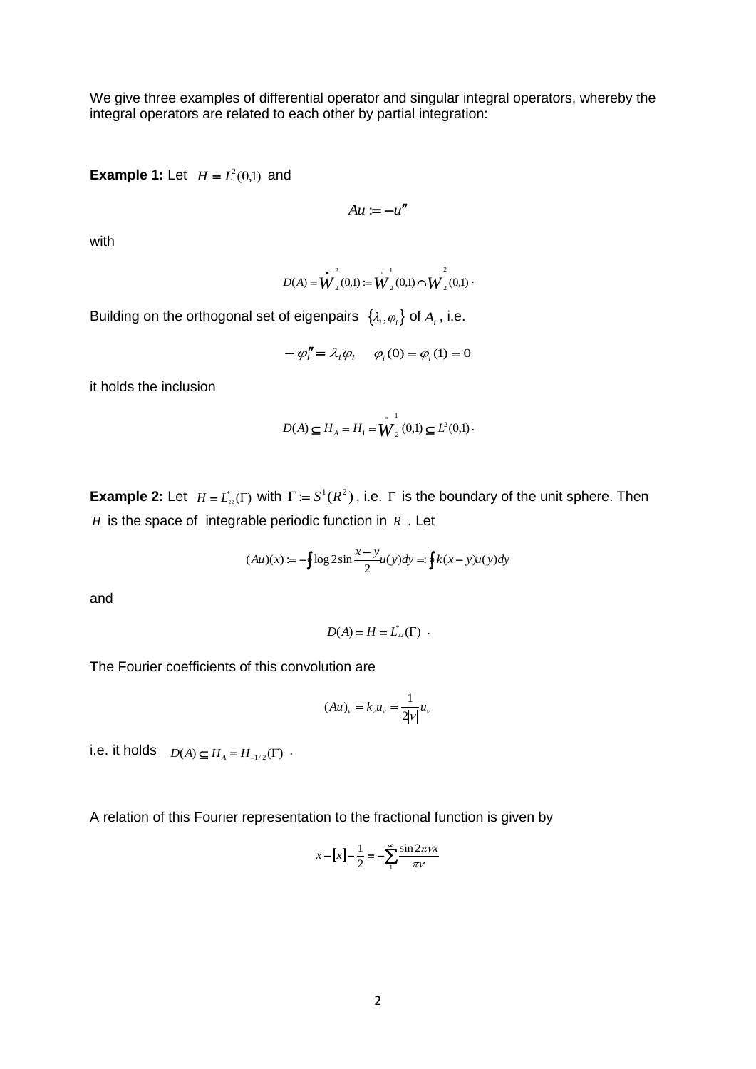We give three examples of differential operator and singular integral operators, whereby the integral operators are related to each other by partial integration:

**Example 1:** Let $H = L^2(0,1)$ and

$$Au := -u''$$

with

$$D(A) = \dot{W}_2^2(0,1) := \overset{\circ}{W}{}_2^1(0,1) \cap W_2^2(0,1).$$

Building on the orthogonal set of eigenpairs $\{\lambda_i, \varphi_i\}$ of $A_i$, i.e.

$$-\varphi_i'' = \lambda_i \varphi_i \qquad \varphi_i(0) = \varphi_i(1) = 0$$

it holds the inclusion

$$D(A) \subseteq H_A = H_1 = \overset{\circ}{W}{}_2^1(0,1) \subseteq L^2(0,1).$$

**Example 2:** Let $H = L_{22}^*(\Gamma)$ with $\Gamma := S^1(R^2)$, i.e. $\Gamma$ is the boundary of the unit sphere. Then $H$ is the space of integrable periodic function in $R$. Let

$$(Au)(x) := -\oint \log 2\sin\frac{x-y}{2} u(y)dy =: \oint k(x-y)u(y)dy$$

and

$$D(A) = H = L_{22}^*(\Gamma).$$

The Fourier coefficients of this convolution are

$$(Au)_\nu = k_\nu u_\nu = \frac{1}{2|\nu|} u_\nu$$

i.e. it holds $D(A) \subseteq H_A = H_{-1/2}(\Gamma)$.

A relation of this Fourier representation to the fractional function is given by

$$x - [x] - \frac{1}{2} = -\sum_1^\infty \frac{\sin 2\pi\nu x}{\pi\nu}$$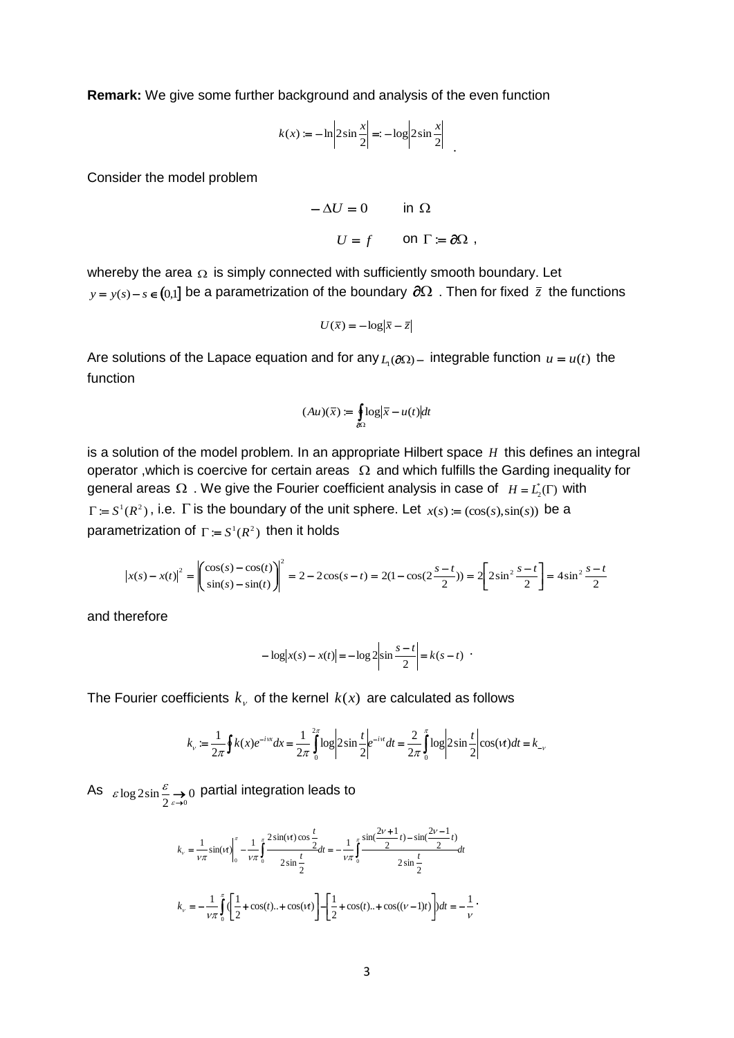**Remark:** We give some further background and analysis of the even function

$$k(x) := -\ln\left|2\sin\frac{x}{2}\right| =: -\log\left|2\sin\frac{x}{2}\right| .$$

Consider the model problem

$$-\Delta U = 0 \qquad \text{in } \Omega$$

$$U = f \qquad \text{on } \Gamma := \partial\Omega ,$$

whereby the area $\Omega$ is simply connected with sufficiently smooth boundary. Let $y = y(s) - s \in (0,1]$ be a parametrization of the boundary $\partial\Omega$ . Then for fixed $\bar{z}$ the functions

$$U(\bar{x}) = -\log|\bar{x} - \bar{z}|$$

Are solutions of the Lapace equation and for any $L_1(\partial\Omega)-$ integrable function $u = u(t)$ the function

$$(Au)(\bar{x}) := \oint_{\partial\Omega} \log|\bar{x} - u(t)| dt$$

is a solution of the model problem. In an appropriate Hilbert space $H$ this defines an integral operator ,which is coercive for certain areas $\Omega$ and which fulfills the Garding inequality for general areas $\Omega$ . We give the Fourier coefficient analysis in case of $H = L_2^*(\Gamma)$ with $\Gamma := S^1(R^2)$ , i.e. $\Gamma$ is the boundary of the unit sphere. Let $x(s) := (\cos(s), \sin(s))$ be a parametrization of $\Gamma := S^1(R^2)$ then it holds

$$|x(s) - x(t)|^2 = \left|\begin{pmatrix} \cos(s) - \cos(t) \\ \sin(s) - \sin(t) \end{pmatrix}\right|^2 = 2 - 2\cos(s-t) = 2(1 - \cos(2\frac{s-t}{2})) = 2\left[2\sin^2\frac{s-t}{2}\right] = 4\sin^2\frac{s-t}{2}$$

and therefore

$$-\log|x(s) - x(t)| = -\log 2\left|\sin\frac{s-t}{2}\right| = k(s-t) \; .$$

The Fourier coefficients $k_\nu$ of the kernel $k(x)$ are calculated as follows

$$k_\nu := \frac{1}{2\pi}\oint k(x)e^{-i\nu x}dx = \frac{1}{2\pi}\int_0^{2\pi}\log\left|2\sin\frac{t}{2}\right|e^{-i\nu t}dt = \frac{2}{2\pi}\int_0^{\pi}\log\left|2\sin\frac{t}{2}\right|\cos(\nu t)dt = k_{-\nu}$$

As $\varepsilon \log 2\sin\frac{\varepsilon}{2} \underset{\varepsilon \to 0}{\to} 0$ partial integration leads to

$$k_\nu = \frac{1}{\nu\pi}\sin(\nu t)\Big|_0^{\pi} - \frac{1}{\nu\pi}\int_0^{\pi}\frac{2\sin(\nu t)\cos\frac{t}{2}}{2\sin\frac{t}{2}}dt = -\frac{1}{\nu\pi}\int_0^{\pi}\frac{\sin(\frac{2\nu+1}{2}t) - \sin(\frac{2\nu-1}{2}t)}{2\sin\frac{t}{2}}dt$$

$$k_\nu = -\frac{1}{\nu\pi}\int_0^{\pi}\left(\left[\frac{1}{2} + \cos(t)..+\cos(\nu t)\right] - \left[\frac{1}{2} + \cos(t)..+\cos((\nu-1)t)\right]\right)dt = -\frac{1}{\nu} \, .$$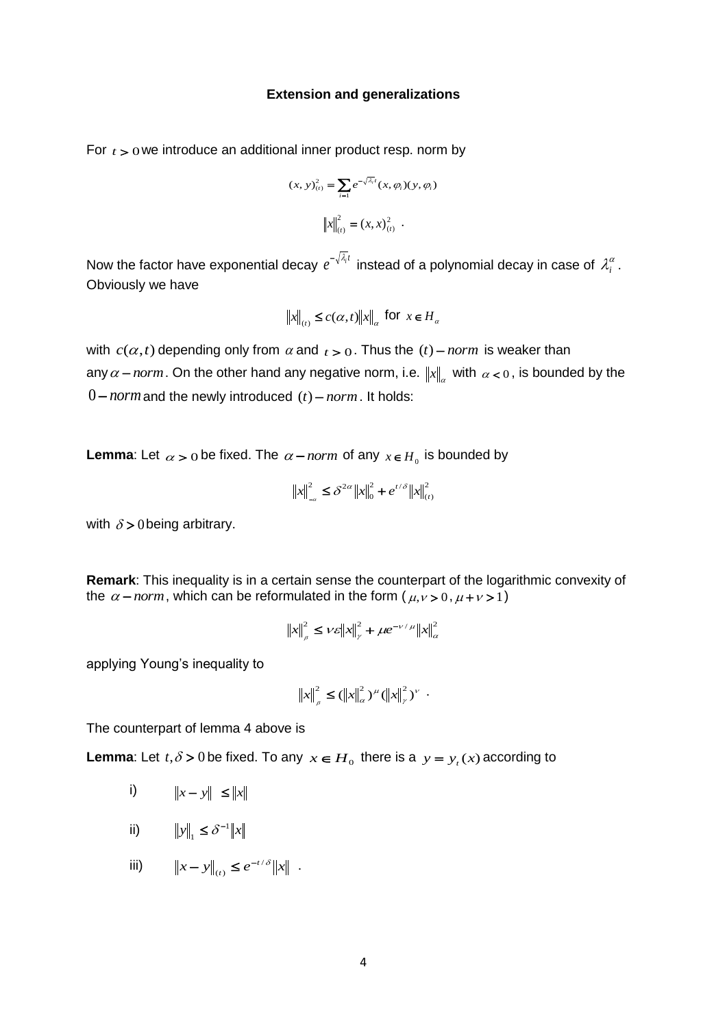**Extension and generalizations**

For $t > 0$ we introduce an additional inner product resp. norm by

$$(x, y)_{(t)}^2 = \sum_{i=1} e^{-\sqrt{\lambda_i}t}(x, \varphi_i)(y, \varphi_i)$$

$$\|x\|_{(t)}^2 = (x, x)_{(t)}^2 \quad .$$

Now the factor have exponential decay $e^{-\sqrt{\lambda_i}t}$ instead of a polynomial decay in case of $\lambda_i^\alpha$. Obviously we have

$$\|x\|_{(t)} \leq c(\alpha, t)\|x\|_\alpha \text{ for } x \in H_\alpha$$

with $c(\alpha, t)$ depending only from $\alpha$ and $t > 0$. Thus the $(t)-norm$ is weaker than any $\alpha - norm$. On the other hand any negative norm, i.e. $\|x\|_\alpha$ with $\alpha < 0$, is bounded by the $0 - norm$ and the newly introduced $(t) - norm$. It holds:

**Lemma**: Let $\alpha > 0$ be fixed. The $\alpha - norm$ of any $x \in H_0$ is bounded by

$$\|x\|_{-\alpha}^2 \leq \delta^{2\alpha}\|x\|_0^2 + e^{t/\delta}\|x\|_{(t)}^2$$

with $\delta > 0$ being arbitrary.

**Remark**: This inequality is in a certain sense the counterpart of the logarithmic convexity of the $\alpha - norm$, which can be reformulated in the form ($\mu, \nu > 0$, $\mu + \nu > 1$)

$$\|x\|_\beta^2 \leq \nu\varepsilon\|x\|_\gamma^2 + \mu e^{-\nu/\mu}\|x\|_\alpha^2$$

applying Young's inequality to

$$\|x\|_\beta^2 \leq (\|x\|_\alpha^2)^\mu (\|x\|_\gamma^2)^\nu \quad .$$

The counterpart of lemma 4 above is

**Lemma**: Let $t, \delta > 0$ be fixed. To any $x \in H_0$ there is a $y = y_t(x)$ according to

i) $\|x - y\| \leq \|x\|$

ii) $\|y\|_1 \leq \delta^{-1}\|x\|$

iii) $\|x - y\|_{(t)} \leq e^{-t/\delta}\|x\|$ .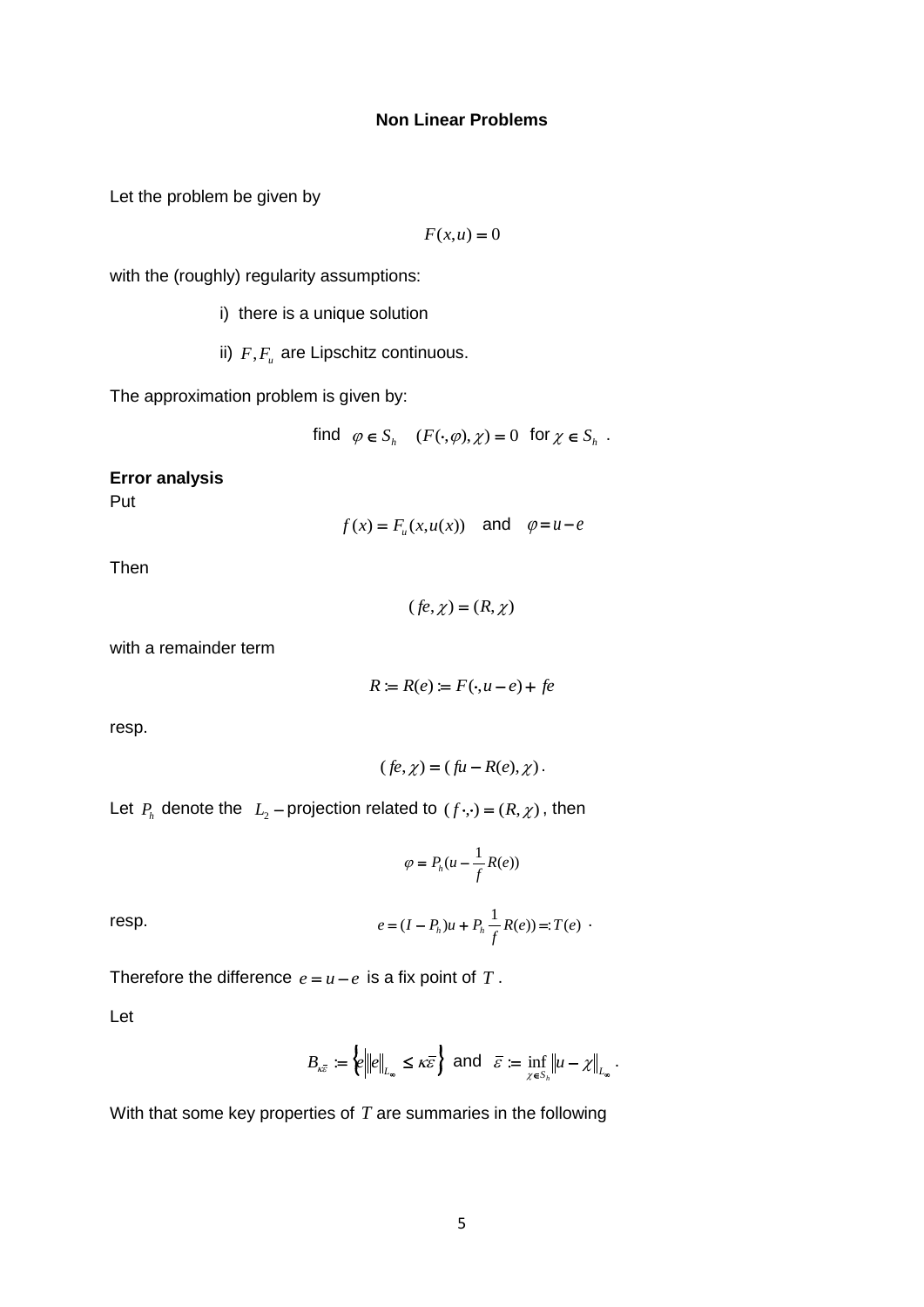**Non Linear Problems**

Let the problem be given by

$$F(x,u) = 0$$

with the (roughly) regularity assumptions:

i) there is a unique solution

ii) $F, F_u$ are Lipschitz continuous.

The approximation problem is given by:

$$\text{find} \quad \varphi \in S_h \quad (F(\cdot,\varphi),\chi) = 0 \quad \text{for } \chi \in S_h \;.$$

**Error analysis**

Put

$$f(x) = F_u(x,u(x)) \quad \text{and} \quad \varphi = u - e$$

Then

$$(fe,\chi) = (R,\chi)$$

with a remainder term

$$R := R(e) := F(\cdot,u-e) + fe$$

resp.

$$(fe,\chi) = (fu - R(e),\chi)\,.$$

Let $P_h$ denote the $L_2$ – projection related to $(f\cdot,\cdot) = (R,\chi)$, then

$$\varphi = P_h(u - \frac{1}{f}R(e))$$

resp.

$$e = (I - P_h)u + P_h \frac{1}{f}R(e)) =: T(e) \;.$$

Therefore the difference $e = u - e$ is a fix point of $T$.

Let

$$B_{\kappa\bar{\varepsilon}} := \left\{ e \middle| \|e\|_{L_\infty} \le \kappa\bar{\varepsilon} \right\} \text{ and } \bar{\varepsilon} := \inf_{\chi \in S_h} \|u - \chi\|_{L_\infty} \,.$$

With that some key properties of $T$ are summaries in the following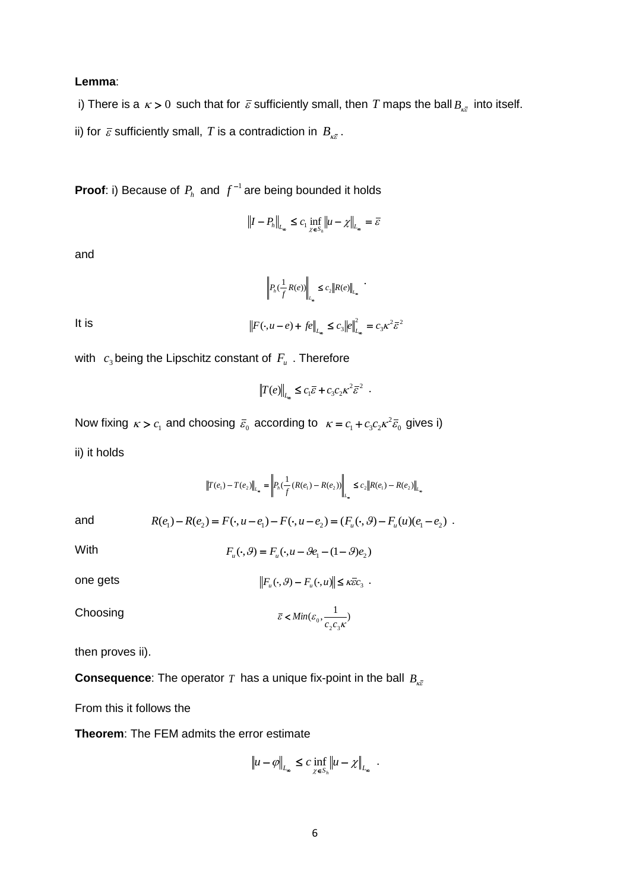**Lemma**:

i) There is a $\kappa > 0$ such that for $\bar{\varepsilon}$ sufficiently small, then $T$ maps the ball $B_{\kappa\bar{\varepsilon}}$ into itself.

ii) for $\bar{\varepsilon}$ sufficiently small, $T$ is a contradiction in $B_{\kappa\bar{\varepsilon}}$.

**Proof**: i) Because of $P_h$ and $f^{-1}$ are being bounded it holds

$$\|I - P_h\|_{L_\infty} \leq c_1 \inf_{\chi \in S_h} \|u - \chi\|_{L_\infty} = \bar{\varepsilon}$$

and

$$\left\| P_h\left(\frac{1}{f} R(e)\right) \right\|_{L_\infty} \leq c_2 \|R(e)\|_{L_\infty} .$$

It is

$$\|F(\cdot, u - e) + fe\|_{L_\infty} \leq c_3 \|e\|_{L_\infty}^2 = c_3 \kappa^2 \bar{\varepsilon}^2$$

with $c_3$ being the Lipschitz constant of $F_u$. Therefore

$$\|T(e)\|_{L_\infty} \leq c_1 \bar{\varepsilon} + c_3 c_2 \kappa^2 \bar{\varepsilon}^2 .$$

Now fixing $\kappa > c_1$ and choosing $\bar{\varepsilon}_0$ according to $\kappa = c_1 + c_3 c_2 \kappa^2 \bar{\varepsilon}_0$ gives i)

ii) it holds

$$\|T(e_1) - T(e_2)\|_{L_\infty} = \left\| P_h\left(\frac{1}{f}(R(e_1) - R(e_2))\right) \right\|_{L_\infty} \leq c_2 \|R(e_1) - R(e_2)\|_{L_\infty}$$

and

$$R(e_1) - R(e_2) = F(\cdot, u - e_1) - F(\cdot, u - e_2) = (F_u(\cdot, \vartheta) - F_u(u)(e_1 - e_2) .$$

With

$$F_u(\cdot, \vartheta) = F_u(\cdot, u - \vartheta e_1 - (1 - \vartheta) e_2)$$

one gets

$$\|F_u(\cdot, \vartheta) - F_u(\cdot, u)\| \leq \kappa \bar{\varepsilon} c_3 .$$

Choosing

$$\bar{\varepsilon} < Min(\varepsilon_0, \frac{1}{c_2 c_3 \kappa})$$

then proves ii).

**Consequence**: The operator $T$ has a unique fix-point in the ball $B_{\kappa\bar{\varepsilon}}$

From this it follows the

**Theorem**: The FEM admits the error estimate

$$\|u - \varphi\|_{L_\infty} \leq c \inf_{\chi \in S_h} \|u - \chi\|_{L_\infty} .$$